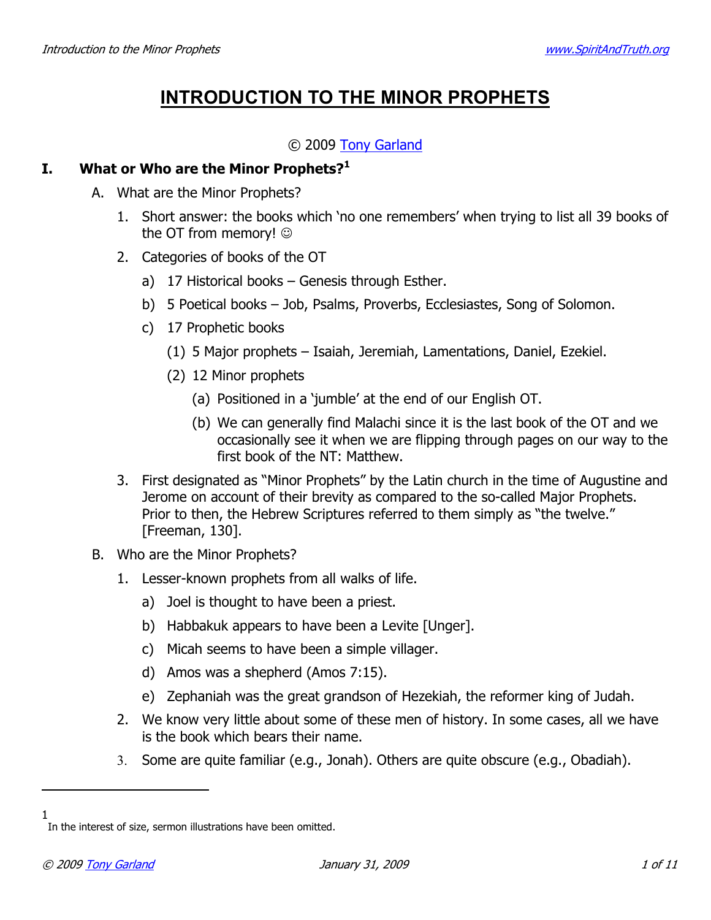# INTRODUCTION TO THE MINOR PROPHETS

© 2009 Tony Garland

## I. What or Who are the Minor Prophets?[1]

A. What are the Minor Prophets?

1. Short answer: the books which 'no one remembers' when trying to list all 39 books of the OT from memory! ☺
2. Categories of books of the OT
   a) 17 Historical books – Genesis through Esther.
   b) 5 Poetical books – Job, Psalms, Proverbs, Ecclesiastes, Song of Solomon.
   c) 17 Prophetic books
      (1) 5 Major prophets – Isaiah, Jeremiah, Lamentations, Daniel, Ezekiel.
      (2) 12 Minor prophets
         (a) Positioned in a 'jumble' at the end of our English OT.
         (b) We can generally find Malachi since it is the last book of the OT and we occasionally see it when we are flipping through pages on our way to the first book of the NT: Matthew.
3. First designated as "Minor Prophets" by the Latin church in the time of Augustine and Jerome on account of their brevity as compared to the so-called Major Prophets. Prior to then, the Hebrew Scriptures referred to them simply as "the twelve." [Freeman, 130].

B. Who are the Minor Prophets?

1. Lesser-known prophets from all walks of life.
   a) Joel is thought to have been a priest.
   b) Habbakuk appears to have been a Levite [Unger].
   c) Micah seems to have been a simple villager.
   d) Amos was a shepherd (Amos 7:15).
   e) Zephaniah was the great grandson of Hezekiah, the reformer king of Judah.
2. We know very little about some of these men of history. In some cases, all we have is the book which bears their name.
3. Some are quite familiar (e.g., Jonah). Others are quite obscure (e.g., Obadiah).

---

[1] In the interest of size, sermon illustrations have been omitted.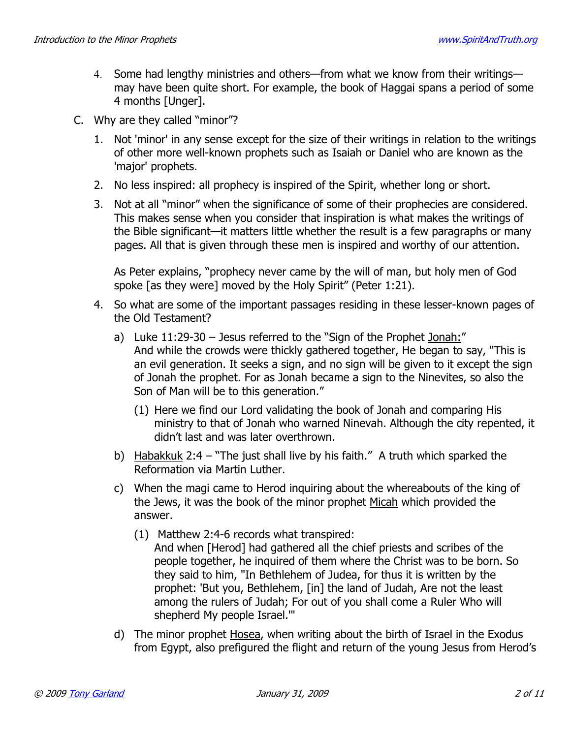4. Some had lengthy ministries and others—from what we know from their writings—may have been quite short. For example, the book of Haggai spans a period of some 4 months [Unger].

C. Why are they called "minor"?

1. Not 'minor' in any sense except for the size of their writings in relation to the writings of other more well-known prophets such as Isaiah or Daniel who are known as the 'major' prophets.
2. No less inspired: all prophecy is inspired of the Spirit, whether long or short.
3. Not at all "minor" when the significance of some of their prophecies are considered. This makes sense when you consider that inspiration is what makes the writings of the Bible significant—it matters little whether the result is a few paragraphs or many pages. All that is given through these men is inspired and worthy of our attention.

   As Peter explains, "prophecy never came by the will of man, but holy men of God spoke [as they were] moved by the Holy Spirit" (Peter 1:21).

4. So what are some of the important passages residing in these lesser-known pages of the Old Testament?

   a) Luke 11:29-30 – Jesus referred to the "Sign of the Prophet Jonah:"
   And while the crowds were thickly gathered together, He began to say, "This is an evil generation. It seeks a sign, and no sign will be given to it except the sign of Jonah the prophet. For as Jonah became a sign to the Ninevites, so also the Son of Man will be to this generation."

      (1) Here we find our Lord validating the book of Jonah and comparing His ministry to that of Jonah who warned Ninevah. Although the city repented, it didn't last and was later overthrown.

   b) Habakkuk 2:4 – "The just shall live by his faith." A truth which sparked the Reformation via Martin Luther.

   c) When the magi came to Herod inquiring about the whereabouts of the king of the Jews, it was the book of the minor prophet Micah which provided the answer.

      (1) Matthew 2:4-6 records what transpired:
      And when [Herod] had gathered all the chief priests and scribes of the people together, he inquired of them where the Christ was to be born. So they said to him, "In Bethlehem of Judea, for thus it is written by the prophet: 'But you, Bethlehem, [in] the land of Judah, Are not the least among the rulers of Judah; For out of you shall come a Ruler Who will shepherd My people Israel.'"

   d) The minor prophet Hosea, when writing about the birth of Israel in the Exodus from Egypt, also prefigured the flight and return of the young Jesus from Herod's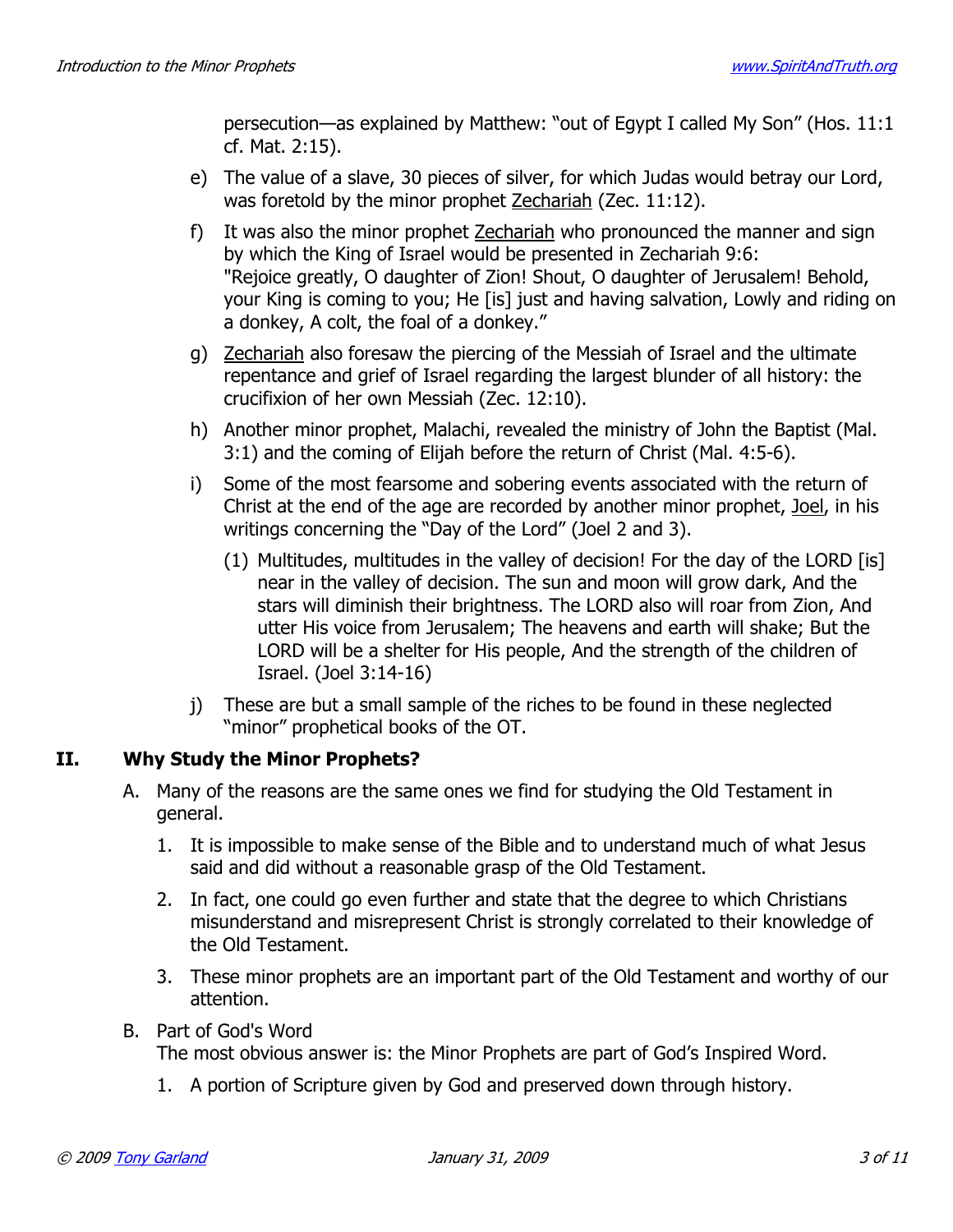persecution—as explained by Matthew: "out of Egypt I called My Son" (Hos. 11:1 cf. Mat. 2:15).

e) The value of a slave, 30 pieces of silver, for which Judas would betray our Lord, was foretold by the minor prophet Zechariah (Zec. 11:12).

f) It was also the minor prophet Zechariah who pronounced the manner and sign by which the King of Israel would be presented in Zechariah 9:6: "Rejoice greatly, O daughter of Zion! Shout, O daughter of Jerusalem! Behold, your King is coming to you; He [is] just and having salvation, Lowly and riding on a donkey, A colt, the foal of a donkey."

g) Zechariah also foresaw the piercing of the Messiah of Israel and the ultimate repentance and grief of Israel regarding the largest blunder of all history: the crucifixion of her own Messiah (Zec. 12:10).

h) Another minor prophet, Malachi, revealed the ministry of John the Baptist (Mal. 3:1) and the coming of Elijah before the return of Christ (Mal. 4:5-6).

i) Some of the most fearsome and sobering events associated with the return of Christ at the end of the age are recorded by another minor prophet, Joel, in his writings concerning the "Day of the Lord" (Joel 2 and 3).

   (1) Multitudes, multitudes in the valley of decision! For the day of the LORD [is] near in the valley of decision. The sun and moon will grow dark, And the stars will diminish their brightness. The LORD also will roar from Zion, And utter His voice from Jerusalem; The heavens and earth will shake; But the LORD will be a shelter for His people, And the strength of the children of Israel. (Joel 3:14-16)

j) These are but a small sample of the riches to be found in these neglected "minor" prophetical books of the OT.

## II. Why Study the Minor Prophets?

A. Many of the reasons are the same ones we find for studying the Old Testament in general.

   1. It is impossible to make sense of the Bible and to understand much of what Jesus said and did without a reasonable grasp of the Old Testament.

   2. In fact, one could go even further and state that the degree to which Christians misunderstand and misrepresent Christ is strongly correlated to their knowledge of the Old Testament.

   3. These minor prophets are an important part of the Old Testament and worthy of our attention.

B. Part of God's Word
The most obvious answer is: the Minor Prophets are part of God's Inspired Word.

   1. A portion of Scripture given by God and preserved down through history.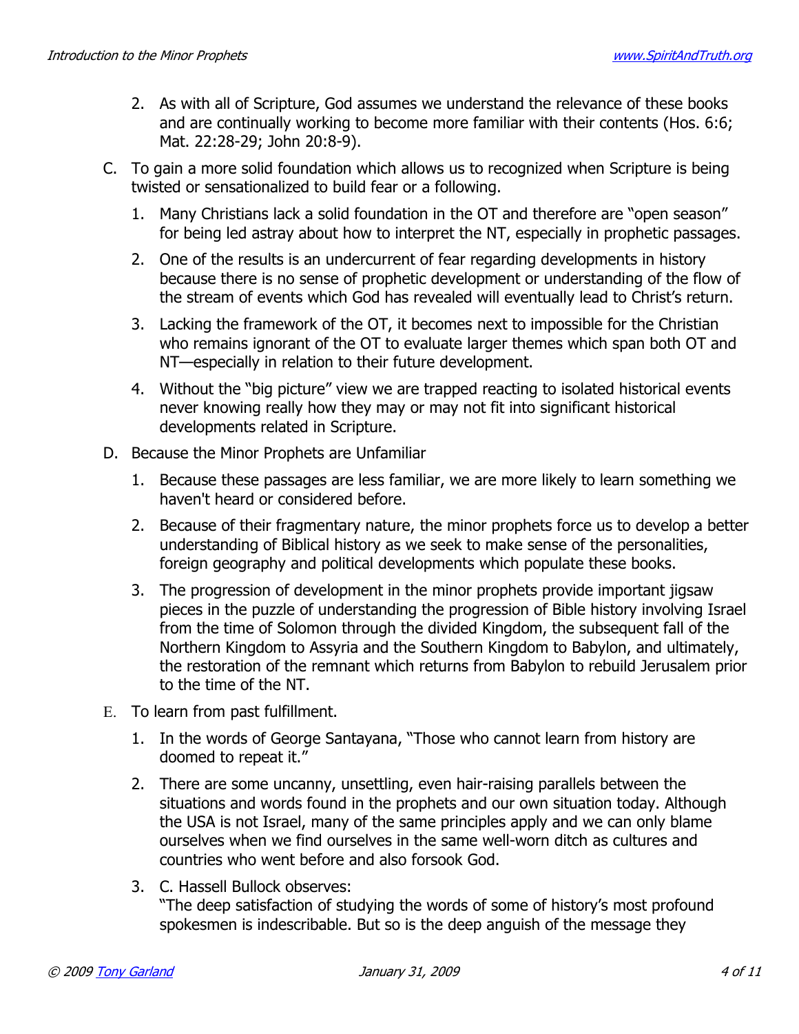2. As with all of Scripture, God assumes we understand the relevance of these books and are continually working to become more familiar with their contents (Hos. 6:6; Mat. 22:28-29; John 20:8-9).

C. To gain a more solid foundation which allows us to recognized when Scripture is being twisted or sensationalized to build fear or a following.

1. Many Christians lack a solid foundation in the OT and therefore are "open season" for being led astray about how to interpret the NT, especially in prophetic passages.

2. One of the results is an undercurrent of fear regarding developments in history because there is no sense of prophetic development or understanding of the flow of the stream of events which God has revealed will eventually lead to Christ's return.

3. Lacking the framework of the OT, it becomes next to impossible for the Christian who remains ignorant of the OT to evaluate larger themes which span both OT and NT—especially in relation to their future development.

4. Without the "big picture" view we are trapped reacting to isolated historical events never knowing really how they may or may not fit into significant historical developments related in Scripture.

D. Because the Minor Prophets are Unfamiliar

1. Because these passages are less familiar, we are more likely to learn something we haven't heard or considered before.

2. Because of their fragmentary nature, the minor prophets force us to develop a better understanding of Biblical history as we seek to make sense of the personalities, foreign geography and political developments which populate these books.

3. The progression of development in the minor prophets provide important jigsaw pieces in the puzzle of understanding the progression of Bible history involving Israel from the time of Solomon through the divided Kingdom, the subsequent fall of the Northern Kingdom to Assyria and the Southern Kingdom to Babylon, and ultimately, the restoration of the remnant which returns from Babylon to rebuild Jerusalem prior to the time of the NT.

E. To learn from past fulfillment.

1. In the words of George Santayana, "Those who cannot learn from history are doomed to repeat it."

2. There are some uncanny, unsettling, even hair-raising parallels between the situations and words found in the prophets and our own situation today. Although the USA is not Israel, many of the same principles apply and we can only blame ourselves when we find ourselves in the same well-worn ditch as cultures and countries who went before and also forsook God.

3. C. Hassell Bullock observes:
"The deep satisfaction of studying the words of some of history's most profound spokesmen is indescribable. But so is the deep anguish of the message they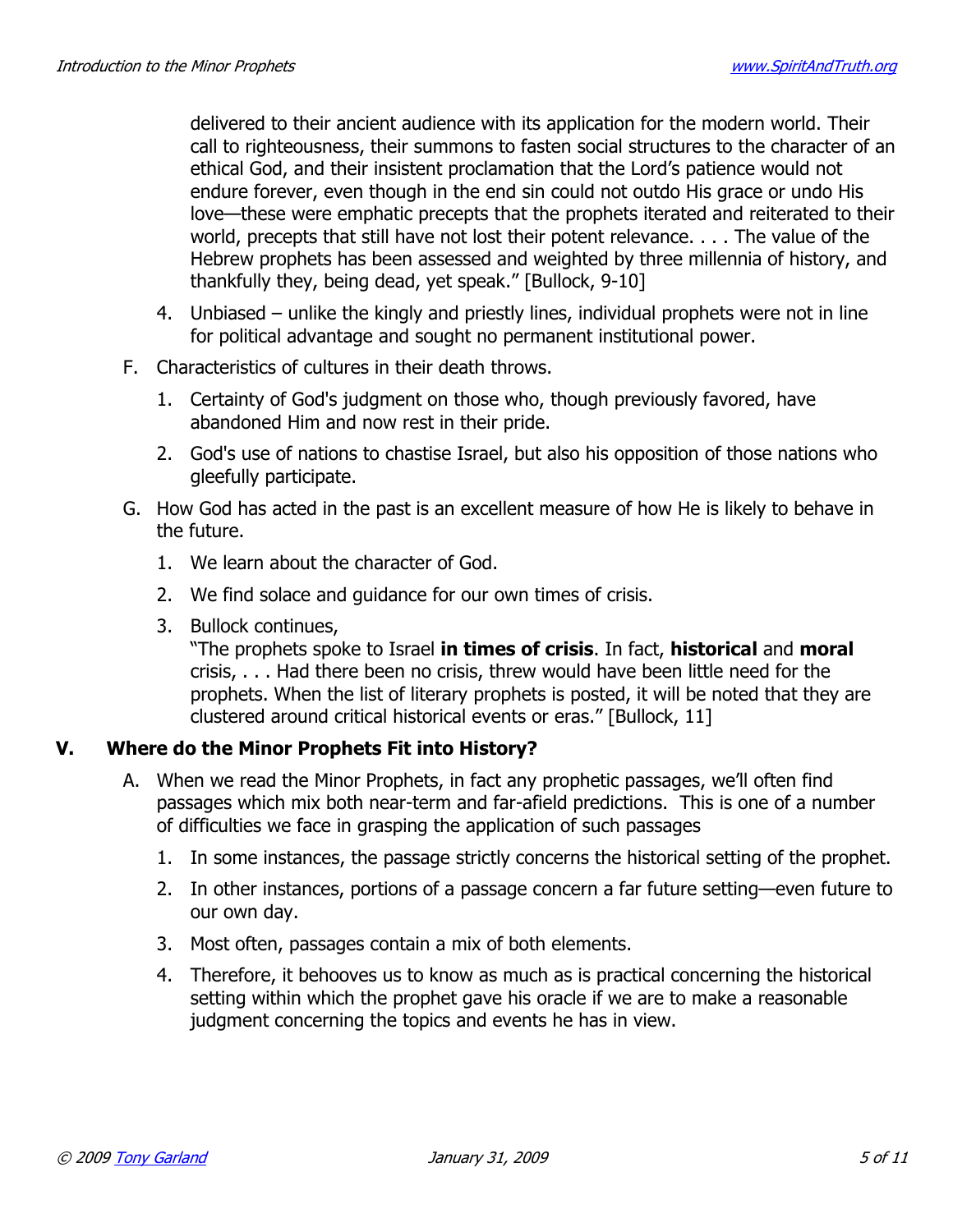delivered to their ancient audience with its application for the modern world. Their call to righteousness, their summons to fasten social structures to the character of an ethical God, and their insistent proclamation that the Lord's patience would not endure forever, even though in the end sin could not outdo His grace or undo His love—these were emphatic precepts that the prophets iterated and reiterated to their world, precepts that still have not lost their potent relevance. . . . The value of the Hebrew prophets has been assessed and weighted by three millennia of history, and thankfully they, being dead, yet speak." [Bullock, 9-10]

4. Unbiased – unlike the kingly and priestly lines, individual prophets were not in line for political advantage and sought no permanent institutional power.

F. Characteristics of cultures in their death throws.

1. Certainty of God's judgment on those who, though previously favored, have abandoned Him and now rest in their pride.
2. God's use of nations to chastise Israel, but also his opposition of those nations who gleefully participate.

G. How God has acted in the past is an excellent measure of how He is likely to behave in the future.

1. We learn about the character of God.
2. We find solace and guidance for our own times of crisis.
3. Bullock continues,
"The prophets spoke to Israel **in times of crisis**. In fact, **historical** and **moral** crisis, . . . Had there been no crisis, threw would have been little need for the prophets. When the list of literary prophets is posted, it will be noted that they are clustered around critical historical events or eras." [Bullock, 11]

## V. Where do the Minor Prophets Fit into History?

A. When we read the Minor Prophets, in fact any prophetic passages, we'll often find passages which mix both near-term and far-afield predictions. This is one of a number of difficulties we face in grasping the application of such passages

1. In some instances, the passage strictly concerns the historical setting of the prophet.
2. In other instances, portions of a passage concern a far future setting—even future to our own day.
3. Most often, passages contain a mix of both elements.
4. Therefore, it behooves us to know as much as is practical concerning the historical setting within which the prophet gave his oracle if we are to make a reasonable judgment concerning the topics and events he has in view.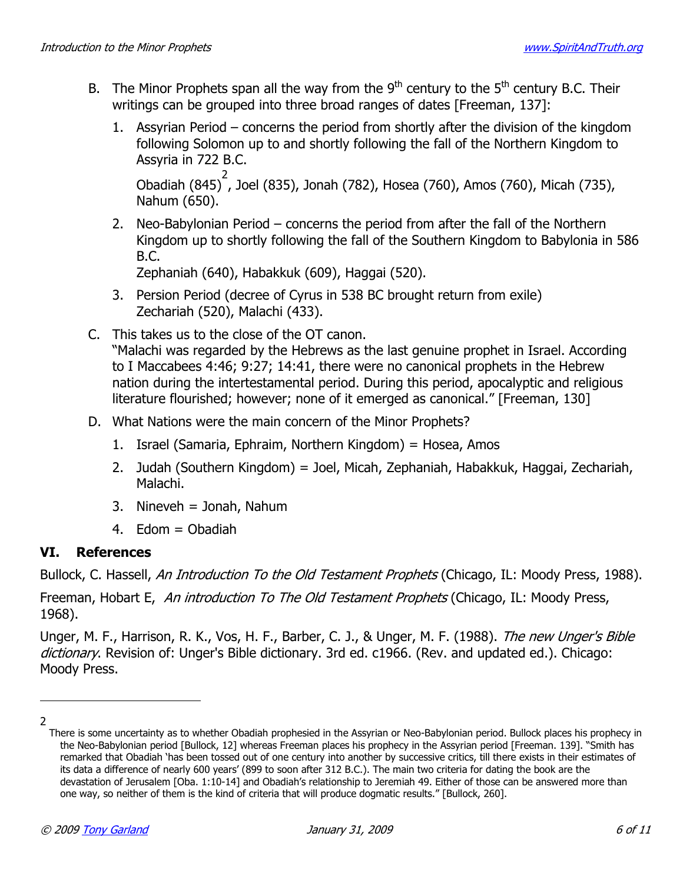B. The Minor Prophets span all the way from the 9th century to the 5th century B.C. Their writings can be grouped into three broad ranges of dates [Freeman, 137]:

   1. Assyrian Period – concerns the period from shortly after the division of the kingdom following Solomon up to and shortly following the fall of the Northern Kingdom to Assyria in 722 B.C.

      Obadiah (845)[2], Joel (835), Jonah (782), Hosea (760), Amos (760), Micah (735), Nahum (650).

   2. Neo-Babylonian Period – concerns the period from after the fall of the Northern Kingdom up to shortly following the fall of the Southern Kingdom to Babylonia in 586 B.C.
      Zephaniah (640), Habakkuk (609), Haggai (520).

   3. Persion Period (decree of Cyrus in 538 BC brought return from exile)
      Zechariah (520), Malachi (433).

C. This takes us to the close of the OT canon.
   "Malachi was regarded by the Hebrews as the last genuine prophet in Israel. According to I Maccabees 4:46; 9:27; 14:41, there were no canonical prophets in the Hebrew nation during the intertestamental period. During this period, apocalyptic and religious literature flourished; however; none of it emerged as canonical." [Freeman, 130]

D. What Nations were the main concern of the Minor Prophets?

   1. Israel (Samaria, Ephraim, Northern Kingdom) = Hosea, Amos
   2. Judah (Southern Kingdom) = Joel, Micah, Zephaniah, Habakkuk, Haggai, Zechariah, Malachi.
   3. Nineveh = Jonah, Nahum
   4. Edom = Obadiah

## VI. References

Bullock, C. Hassell, *An Introduction To the Old Testament Prophets* (Chicago, IL: Moody Press, 1988).

Freeman, Hobart E, *An introduction To The Old Testament Prophets* (Chicago, IL: Moody Press, 1968).

Unger, M. F., Harrison, R. K., Vos, H. F., Barber, C. J., & Unger, M. F. (1988). *The new Unger's Bible dictionary*. Revision of: Unger's Bible dictionary. 3rd ed. c1966. (Rev. and updated ed.). Chicago: Moody Press.

---

[2] There is some uncertainty as to whether Obadiah prophesied in the Assyrian or Neo-Babylonian period. Bullock places his prophecy in the Neo-Babylonian period [Bullock, 12] whereas Freeman places his prophecy in the Assyrian period [Freeman. 139]. "Smith has remarked that Obadiah 'has been tossed out of one century into another by successive critics, till there exists in their estimates of its data a difference of nearly 600 years' (899 to soon after 312 B.C.). The main two criteria for dating the book are the devastation of Jerusalem [Oba. 1:10-14] and Obadiah's relationship to Jeremiah 49. Either of those can be answered more than one way, so neither of them is the kind of criteria that will produce dogmatic results." [Bullock, 260].